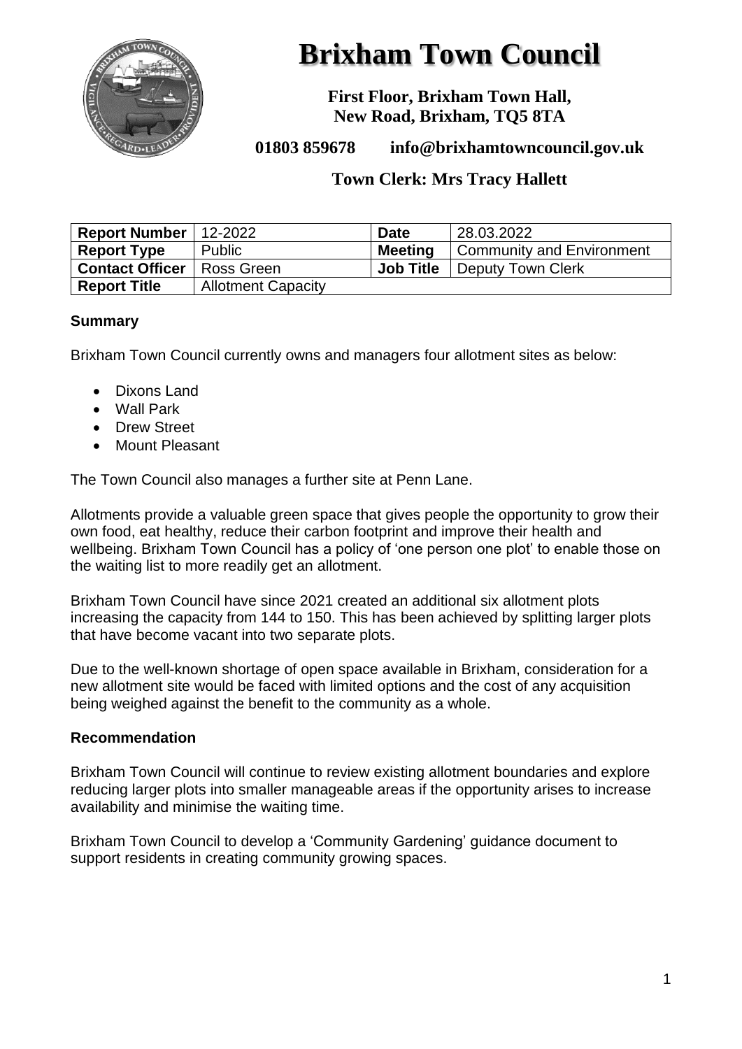# Brixham Town Council

**First Floor, Brixham Town Hall, New Road, Brixham, TQ5 8TA**

**01803 859678 info@brixhamtowncouncil.gov.uk**

**Town Clerk: Mrs Tracy Hallett**

| **Report Number** | 12-2022 | **Date** | 28.03.2022 |
|---|---|---|---|
| **Report Type** | Public | **Meeting** | Community and Environment |
| **Contact Officer** | Ross Green | **Job Title** | Deputy Town Clerk |
| **Report Title** | Allotment Capacity | | |

**Summary**

Brixham Town Council currently owns and managers four allotment sites as below:

- Dixons Land
- Wall Park
- Drew Street
- Mount Pleasant

The Town Council also manages a further site at Penn Lane.

Allotments provide a valuable green space that gives people the opportunity to grow their own food, eat healthy, reduce their carbon footprint and improve their health and wellbeing. Brixham Town Council has a policy of 'one person one plot' to enable those on the waiting list to more readily get an allotment.

Brixham Town Council have since 2021 created an additional six allotment plots increasing the capacity from 144 to 150. This has been achieved by splitting larger plots that have become vacant into two separate plots.

Due to the well-known shortage of open space available in Brixham, consideration for a new allotment site would be faced with limited options and the cost of any acquisition being weighed against the benefit to the community as a whole.

**Recommendation**

Brixham Town Council will continue to review existing allotment boundaries and explore reducing larger plots into smaller manageable areas if the opportunity arises to increase availability and minimise the waiting time.

Brixham Town Council to develop a 'Community Gardening' guidance document to support residents in creating community growing spaces.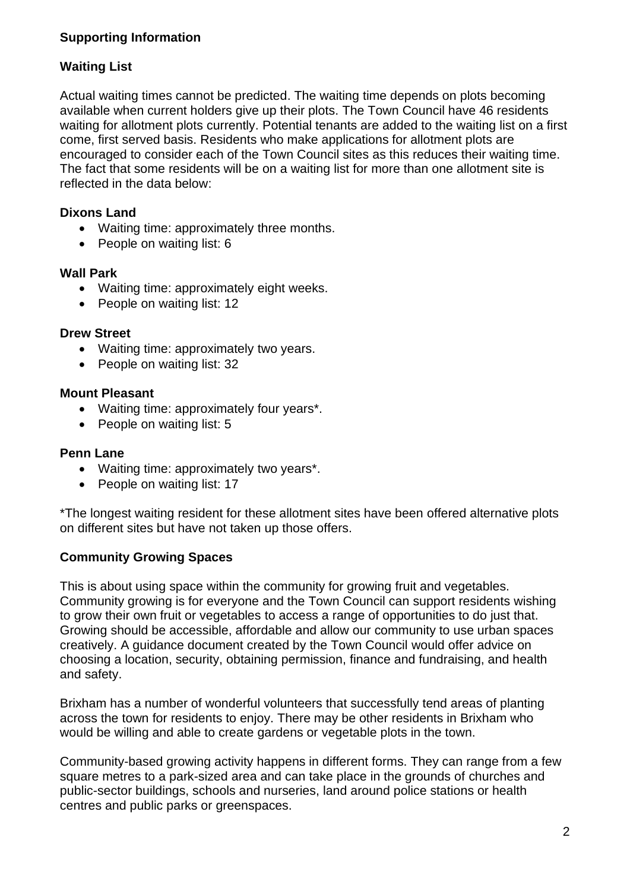**Supporting Information**

**Waiting List**

Actual waiting times cannot be predicted. The waiting time depends on plots becoming available when current holders give up their plots. The Town Council have 46 residents waiting for allotment plots currently. Potential tenants are added to the waiting list on a first come, first served basis. Residents who make applications for allotment plots are encouraged to consider each of the Town Council sites as this reduces their waiting time. The fact that some residents will be on a waiting list for more than one allotment site is reflected in the data below:

**Dixons Land**

- Waiting time: approximately three months.
- People on waiting list: 6

**Wall Park**

- Waiting time: approximately eight weeks.
- People on waiting list: 12

**Drew Street**

- Waiting time: approximately two years.
- People on waiting list: 32

**Mount Pleasant**

- Waiting time: approximately four years*.
- People on waiting list: 5

**Penn Lane**

- Waiting time: approximately two years*.
- People on waiting list: 17

*The longest waiting resident for these allotment sites have been offered alternative plots on different sites but have not taken up those offers.

**Community Growing Spaces**

This is about using space within the community for growing fruit and vegetables. Community growing is for everyone and the Town Council can support residents wishing to grow their own fruit or vegetables to access a range of opportunities to do just that. Growing should be accessible, affordable and allow our community to use urban spaces creatively. A guidance document created by the Town Council would offer advice on choosing a location, security, obtaining permission, finance and fundraising, and health and safety.

Brixham has a number of wonderful volunteers that successfully tend areas of planting across the town for residents to enjoy. There may be other residents in Brixham who would be willing and able to create gardens or vegetable plots in the town.

Community-based growing activity happens in different forms. They can range from a few square metres to a park-sized area and can take place in the grounds of churches and public-sector buildings, schools and nurseries, land around police stations or health centres and public parks or greenspaces.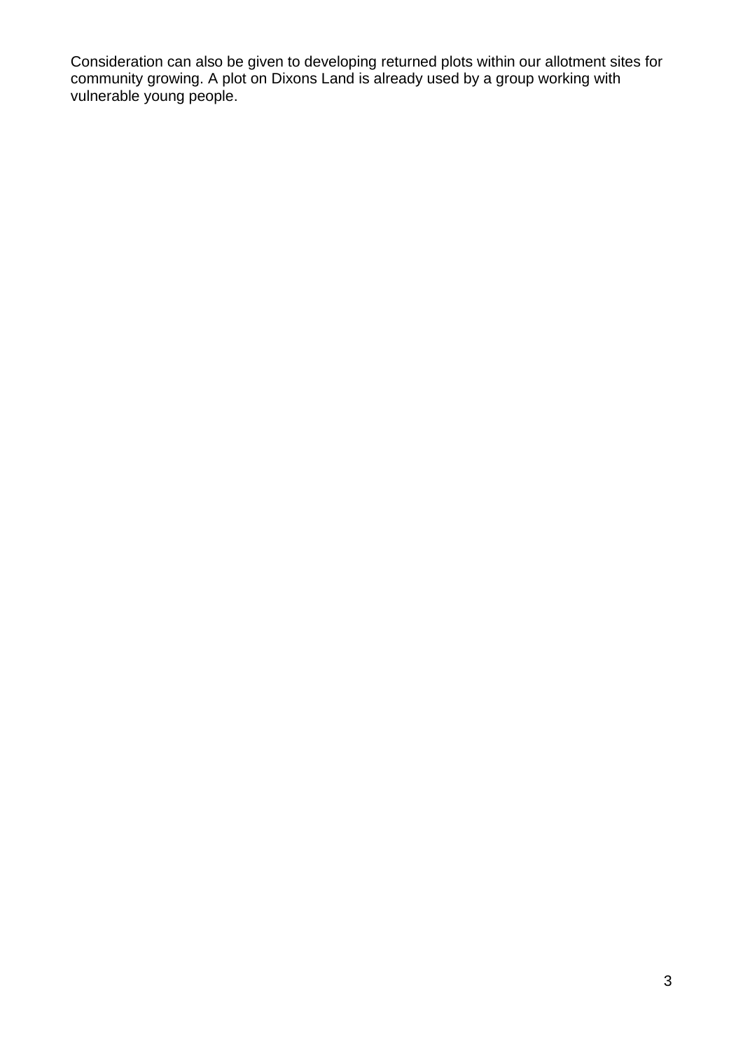Consideration can also be given to developing returned plots within our allotment sites for community growing. A plot on Dixons Land is already used by a group working with vulnerable young people.